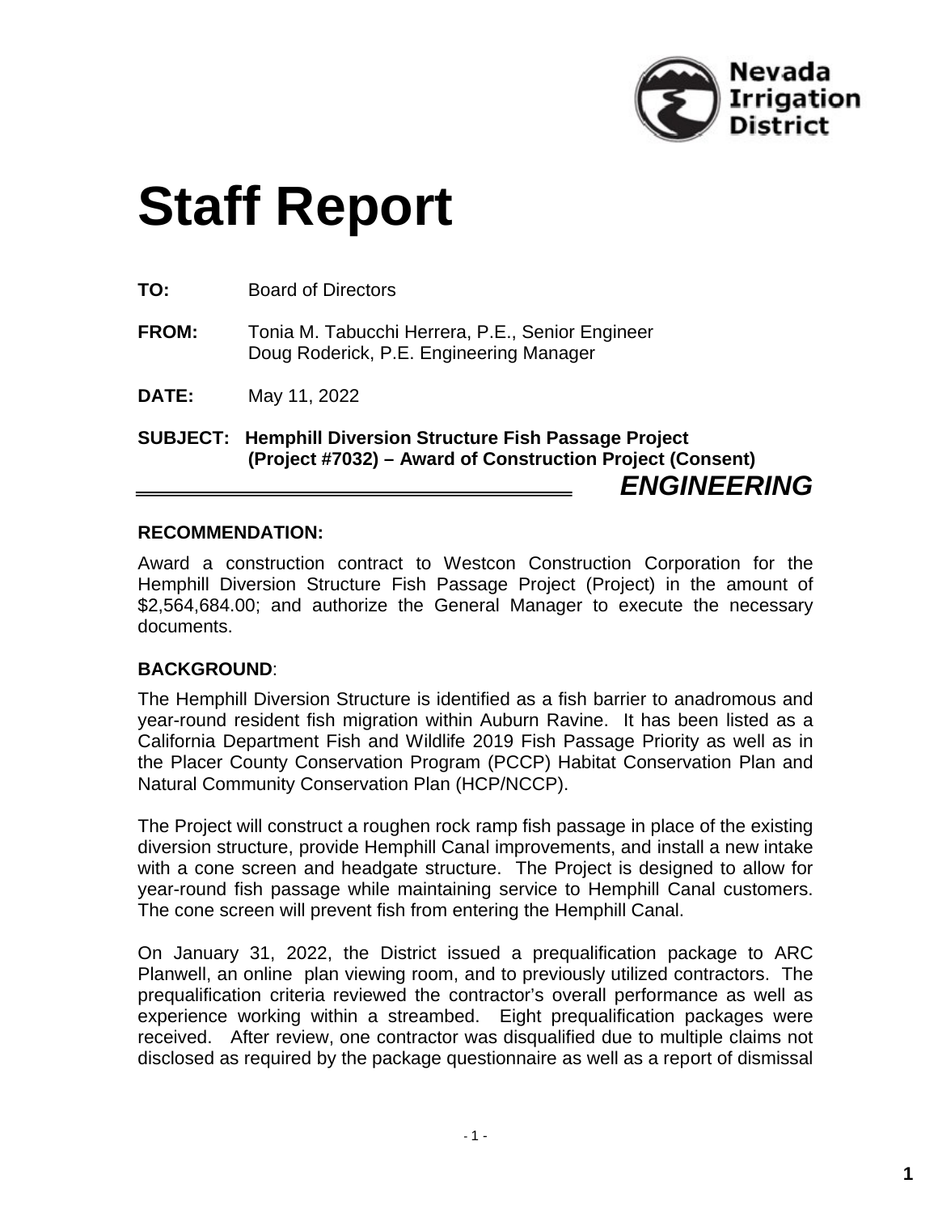# Staff Report

**TO:** Board of Directors

**FROM:** Tonia M. Tabucchi Herrera, P.E., Senior Engineer
Doug Roderick, P.E. Engineering Manager

**DATE:** May 11, 2022

**SUBJECT: Hemphill Diversion Structure Fish Passage Project (Project #7032) – Award of Construction Project (Consent)**

***ENGINEERING***

## RECOMMENDATION:

Award a construction contract to Westcon Construction Corporation for the Hemphill Diversion Structure Fish Passage Project (Project) in the amount of $2,564,684.00; and authorize the General Manager to execute the necessary documents.

## BACKGROUND:

The Hemphill Diversion Structure is identified as a fish barrier to anadromous and year-round resident fish migration within Auburn Ravine. It has been listed as a California Department Fish and Wildlife 2019 Fish Passage Priority as well as in the Placer County Conservation Program (PCCP) Habitat Conservation Plan and Natural Community Conservation Plan (HCP/NCCP).

The Project will construct a roughen rock ramp fish passage in place of the existing diversion structure, provide Hemphill Canal improvements, and install a new intake with a cone screen and headgate structure. The Project is designed to allow for year-round fish passage while maintaining service to Hemphill Canal customers. The cone screen will prevent fish from entering the Hemphill Canal.

On January 31, 2022, the District issued a prequalification package to ARC Planwell, an online plan viewing room, and to previously utilized contractors. The prequalification criteria reviewed the contractor's overall performance as well as experience working within a streambed. Eight prequalification packages were received. After review, one contractor was disqualified due to multiple claims not disclosed as required by the package questionnaire as well as a report of dismissal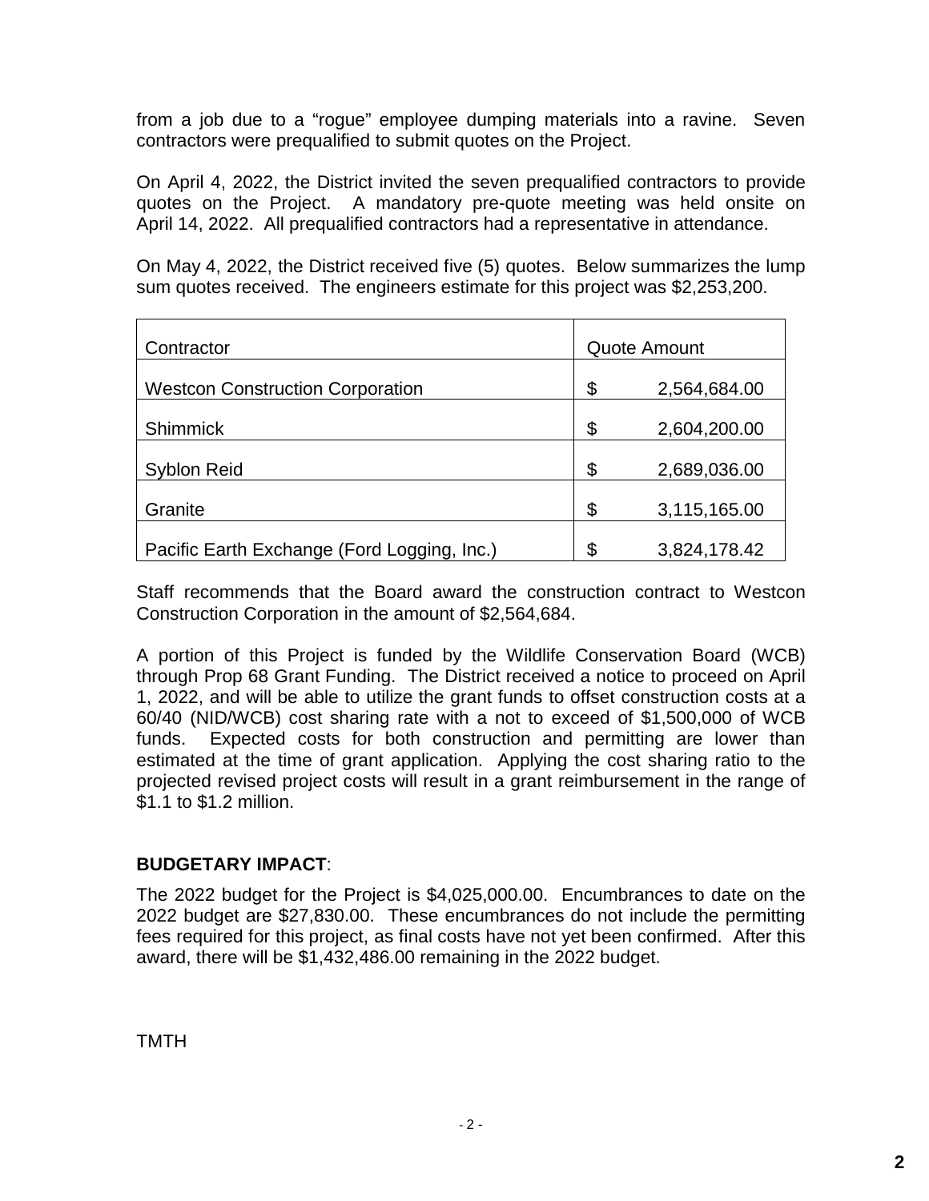from a job due to a "rogue" employee dumping materials into a ravine. Seven contractors were prequalified to submit quotes on the Project.

On April 4, 2022, the District invited the seven prequalified contractors to provide quotes on the Project. A mandatory pre-quote meeting was held onsite on April 14, 2022. All prequalified contractors had a representative in attendance.

On May 4, 2022, the District received five (5) quotes. Below summarizes the lump sum quotes received. The engineers estimate for this project was $2,253,200.

| Contractor | Quote Amount |
|---|---|
| Westcon Construction Corporation | $ 2,564,684.00 |
| Shimmick | $ 2,604,200.00 |
| Syblon Reid | $ 2,689,036.00 |
| Granite | $ 3,115,165.00 |
| Pacific Earth Exchange (Ford Logging, Inc.) | $ 3,824,178.42 |

Staff recommends that the Board award the construction contract to Westcon Construction Corporation in the amount of $2,564,684.

A portion of this Project is funded by the Wildlife Conservation Board (WCB) through Prop 68 Grant Funding. The District received a notice to proceed on April 1, 2022, and will be able to utilize the grant funds to offset construction costs at a 60/40 (NID/WCB) cost sharing rate with a not to exceed of $1,500,000 of WCB funds. Expected costs for both construction and permitting are lower than estimated at the time of grant application. Applying the cost sharing ratio to the projected revised project costs will result in a grant reimbursement in the range of $1.1 to $1.2 million.

**BUDGETARY IMPACT**:

The 2022 budget for the Project is $4,025,000.00. Encumbrances to date on the 2022 budget are $27,830.00. These encumbrances do not include the permitting fees required for this project, as final costs have not yet been confirmed. After this award, there will be $1,432,486.00 remaining in the 2022 budget.

TMTH